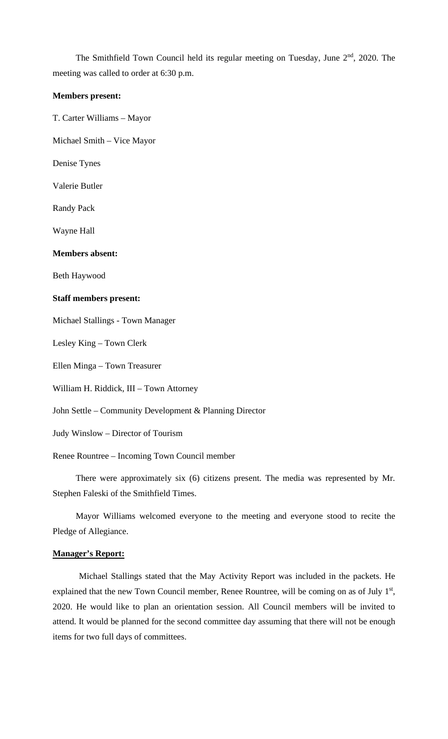The Smithfield Town Council held its regular meeting on Tuesday, June 2nd, 2020. The meeting was called to order at 6:30 p.m.

**Members present:**

T. Carter Williams – Mayor

Michael Smith – Vice Mayor

Denise Tynes

Valerie Butler

Randy Pack

Wayne Hall

**Members absent:**

Beth Haywood

**Staff members present:**

Michael Stallings - Town Manager

Lesley King – Town Clerk

Ellen Minga – Town Treasurer

William H. Riddick, III – Town Attorney

John Settle – Community Development & Planning Director

Judy Winslow – Director of Tourism

Renee Rountree – Incoming Town Council member

There were approximately six (6) citizens present. The media was represented by Mr. Stephen Faleski of the Smithfield Times.

Mayor Williams welcomed everyone to the meeting and everyone stood to recite the Pledge of Allegiance.

**Manager's Report:**

Michael Stallings stated that the May Activity Report was included in the packets. He explained that the new Town Council member, Renee Rountree, will be coming on as of July 1st, 2020. He would like to plan an orientation session. All Council members will be invited to attend. It would be planned for the second committee day assuming that there will not be enough items for two full days of committees.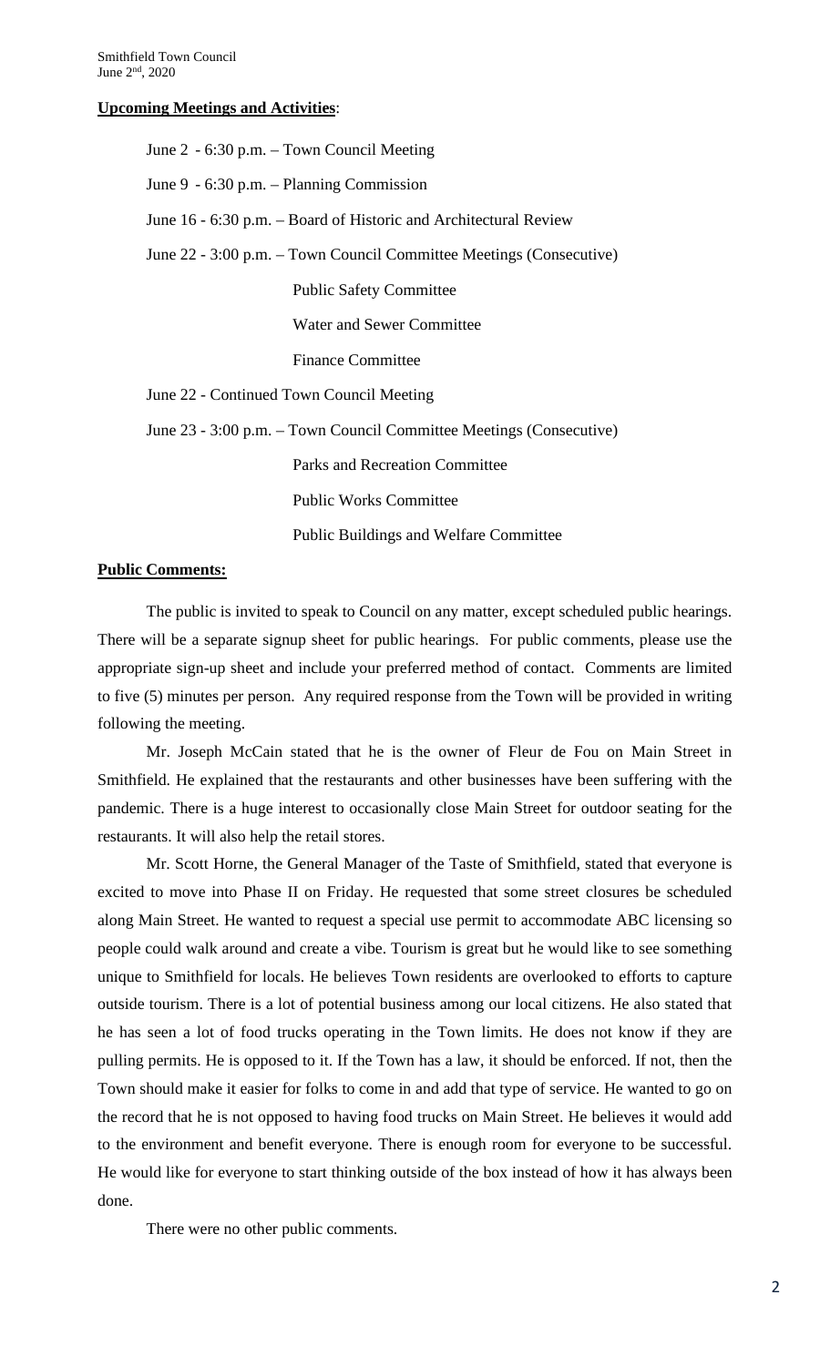**Upcoming Meetings and Activities**:

June 2 - 6:30 p.m. – Town Council Meeting

June 9 - 6:30 p.m. – Planning Commission

June 16 - 6:30 p.m. – Board of Historic and Architectural Review

June 22 - 3:00 p.m. – Town Council Committee Meetings (Consecutive)

- Public Safety Committee
- Water and Sewer Committee
- Finance Committee

June 22 - Continued Town Council Meeting

June 23 - 3:00 p.m. – Town Council Committee Meetings (Consecutive)

- Parks and Recreation Committee
- Public Works Committee
- Public Buildings and Welfare Committee

**Public Comments:**

The public is invited to speak to Council on any matter, except scheduled public hearings. There will be a separate signup sheet for public hearings. For public comments, please use the appropriate sign-up sheet and include your preferred method of contact. Comments are limited to five (5) minutes per person. Any required response from the Town will be provided in writing following the meeting.

Mr. Joseph McCain stated that he is the owner of Fleur de Fou on Main Street in Smithfield. He explained that the restaurants and other businesses have been suffering with the pandemic. There is a huge interest to occasionally close Main Street for outdoor seating for the restaurants. It will also help the retail stores.

Mr. Scott Horne, the General Manager of the Taste of Smithfield, stated that everyone is excited to move into Phase II on Friday. He requested that some street closures be scheduled along Main Street. He wanted to request a special use permit to accommodate ABC licensing so people could walk around and create a vibe. Tourism is great but he would like to see something unique to Smithfield for locals. He believes Town residents are overlooked to efforts to capture outside tourism. There is a lot of potential business among our local citizens. He also stated that he has seen a lot of food trucks operating in the Town limits. He does not know if they are pulling permits. He is opposed to it. If the Town has a law, it should be enforced. If not, then the Town should make it easier for folks to come in and add that type of service. He wanted to go on the record that he is not opposed to having food trucks on Main Street. He believes it would add to the environment and benefit everyone. There is enough room for everyone to be successful. He would like for everyone to start thinking outside of the box instead of how it has always been done.

There were no other public comments.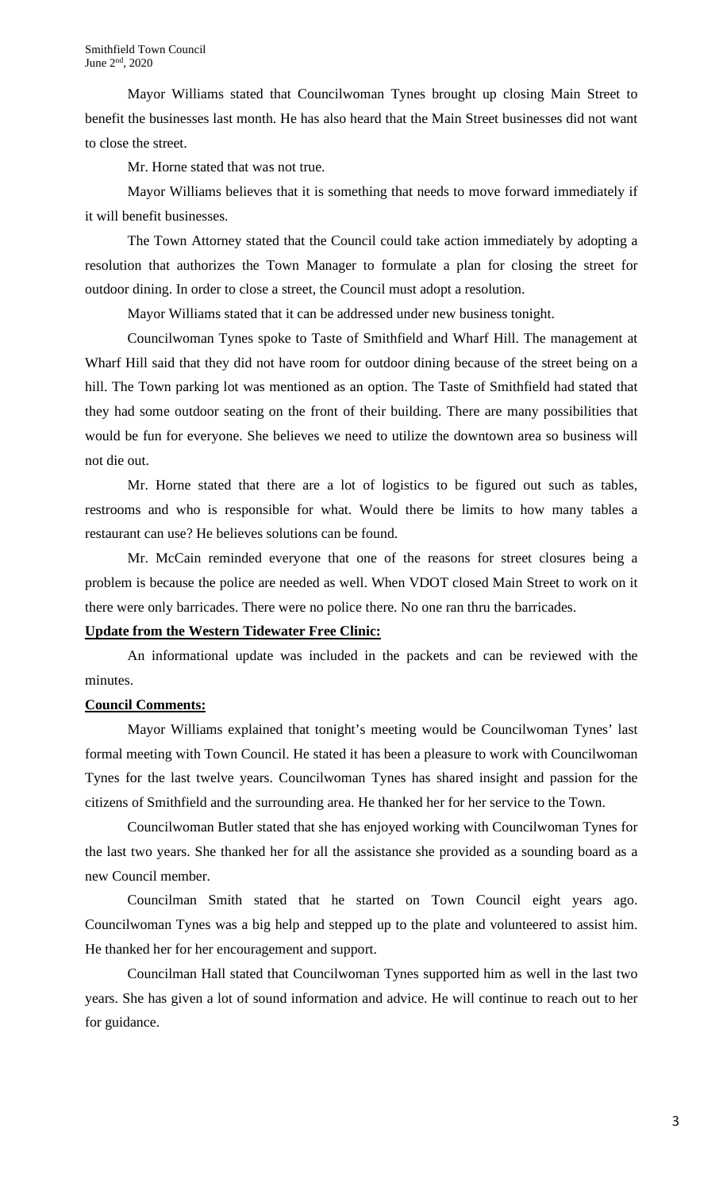Mayor Williams stated that Councilwoman Tynes brought up closing Main Street to benefit the businesses last month. He has also heard that the Main Street businesses did not want to close the street.

Mr. Horne stated that was not true.

Mayor Williams believes that it is something that needs to move forward immediately if it will benefit businesses.

The Town Attorney stated that the Council could take action immediately by adopting a resolution that authorizes the Town Manager to formulate a plan for closing the street for outdoor dining. In order to close a street, the Council must adopt a resolution.

Mayor Williams stated that it can be addressed under new business tonight.

Councilwoman Tynes spoke to Taste of Smithfield and Wharf Hill. The management at Wharf Hill said that they did not have room for outdoor dining because of the street being on a hill. The Town parking lot was mentioned as an option. The Taste of Smithfield had stated that they had some outdoor seating on the front of their building. There are many possibilities that would be fun for everyone. She believes we need to utilize the downtown area so business will not die out.

Mr. Horne stated that there are a lot of logistics to be figured out such as tables, restrooms and who is responsible for what. Would there be limits to how many tables a restaurant can use? He believes solutions can be found.

Mr. McCain reminded everyone that one of the reasons for street closures being a problem is because the police are needed as well. When VDOT closed Main Street to work on it there were only barricades. There were no police there. No one ran thru the barricades.

**Update from the Western Tidewater Free Clinic:**

An informational update was included in the packets and can be reviewed with the minutes.

**Council Comments:**

Mayor Williams explained that tonight's meeting would be Councilwoman Tynes' last formal meeting with Town Council. He stated it has been a pleasure to work with Councilwoman Tynes for the last twelve years. Councilwoman Tynes has shared insight and passion for the citizens of Smithfield and the surrounding area. He thanked her for her service to the Town.

Councilwoman Butler stated that she has enjoyed working with Councilwoman Tynes for the last two years. She thanked her for all the assistance she provided as a sounding board as a new Council member.

Councilman Smith stated that he started on Town Council eight years ago. Councilwoman Tynes was a big help and stepped up to the plate and volunteered to assist him. He thanked her for her encouragement and support.

Councilman Hall stated that Councilwoman Tynes supported him as well in the last two years. She has given a lot of sound information and advice. He will continue to reach out to her for guidance.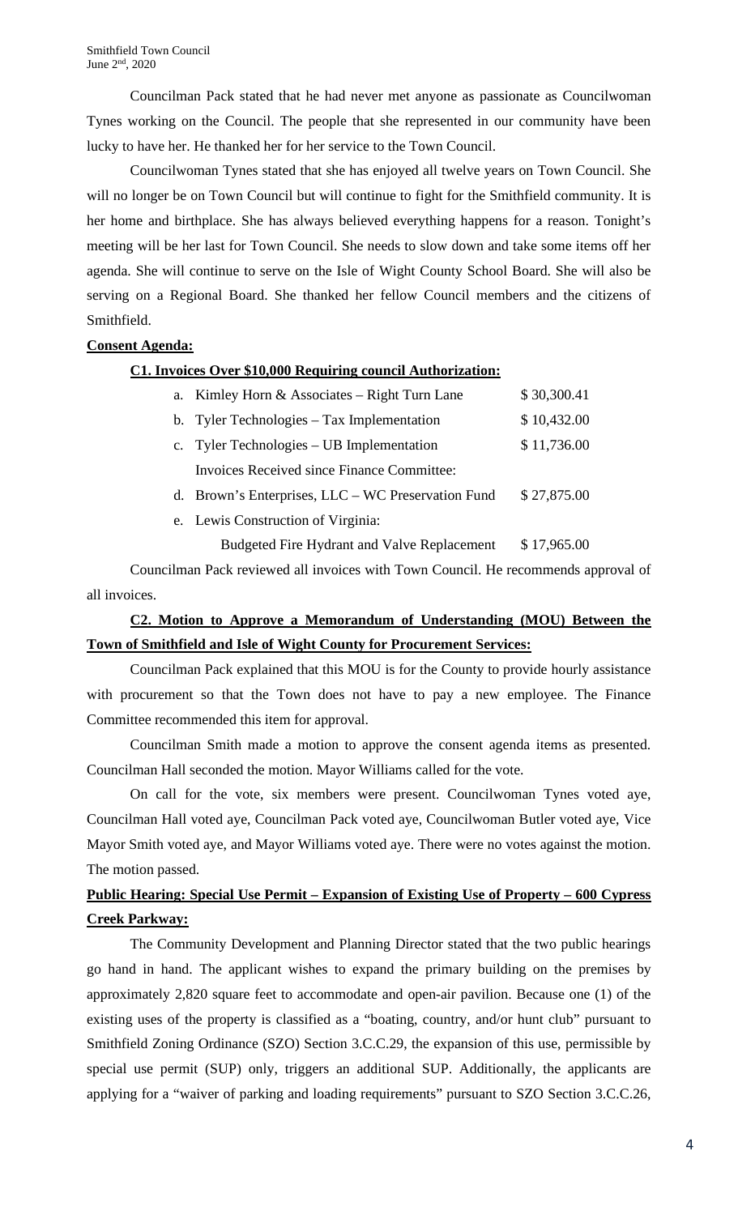Councilman Pack stated that he had never met anyone as passionate as Councilwoman Tynes working on the Council. The people that she represented in our community have been lucky to have her. He thanked her for her service to the Town Council.

Councilwoman Tynes stated that she has enjoyed all twelve years on Town Council. She will no longer be on Town Council but will continue to fight for the Smithfield community. It is her home and birthplace. She has always believed everything happens for a reason. Tonight's meeting will be her last for Town Council. She needs to slow down and take some items off her agenda. She will continue to serve on the Isle of Wight County School Board. She will also be serving on a Regional Board. She thanked her fellow Council members and the citizens of Smithfield.

**Consent Agenda:**

**C1. Invoices Over $10,000 Requiring council Authorization:**

a. Kimley Horn & Associates – Right Turn Lane $ 30,300.41

b. Tyler Technologies – Tax Implementation $ 10,432.00

c. Tyler Technologies – UB Implementation $ 11,736.00

Invoices Received since Finance Committee:

d. Brown's Enterprises, LLC – WC Preservation Fund $ 27,875.00

e. Lewis Construction of Virginia:

Budgeted Fire Hydrant and Valve Replacement $ 17,965.00

Councilman Pack reviewed all invoices with Town Council. He recommends approval of all invoices.

**C2. Motion to Approve a Memorandum of Understanding (MOU) Between the Town of Smithfield and Isle of Wight County for Procurement Services:**

Councilman Pack explained that this MOU is for the County to provide hourly assistance with procurement so that the Town does not have to pay a new employee. The Finance Committee recommended this item for approval.

Councilman Smith made a motion to approve the consent agenda items as presented. Councilman Hall seconded the motion. Mayor Williams called for the vote.

On call for the vote, six members were present. Councilwoman Tynes voted aye, Councilman Hall voted aye, Councilman Pack voted aye, Councilwoman Butler voted aye, Vice Mayor Smith voted aye, and Mayor Williams voted aye. There were no votes against the motion. The motion passed.

**Public Hearing: Special Use Permit – Expansion of Existing Use of Property – 600 Cypress Creek Parkway:**

The Community Development and Planning Director stated that the two public hearings go hand in hand. The applicant wishes to expand the primary building on the premises by approximately 2,820 square feet to accommodate and open-air pavilion. Because one (1) of the existing uses of the property is classified as a "boating, country, and/or hunt club" pursuant to Smithfield Zoning Ordinance (SZO) Section 3.C.C.29, the expansion of this use, permissible by special use permit (SUP) only, triggers an additional SUP. Additionally, the applicants are applying for a "waiver of parking and loading requirements" pursuant to SZO Section 3.C.C.26,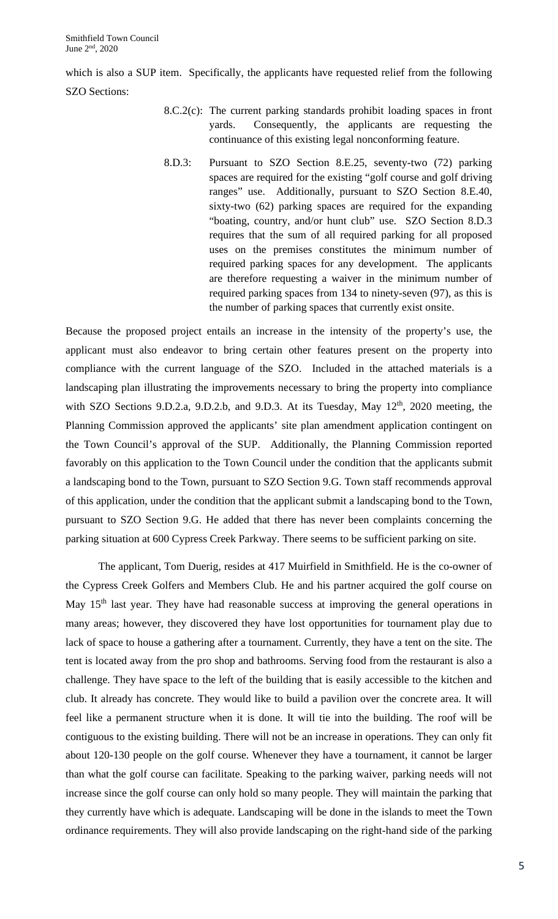which is also a SUP item. Specifically, the applicants have requested relief from the following SZO Sections:

- 8.C.2(c): The current parking standards prohibit loading spaces in front yards. Consequently, the applicants are requesting the continuance of this existing legal nonconforming feature.
- 8.D.3: Pursuant to SZO Section 8.E.25, seventy-two (72) parking spaces are required for the existing "golf course and golf driving ranges" use. Additionally, pursuant to SZO Section 8.E.40, sixty-two (62) parking spaces are required for the expanding "boating, country, and/or hunt club" use. SZO Section 8.D.3 requires that the sum of all required parking for all proposed uses on the premises constitutes the minimum number of required parking spaces for any development. The applicants are therefore requesting a waiver in the minimum number of required parking spaces from 134 to ninety-seven (97), as this is the number of parking spaces that currently exist onsite.

Because the proposed project entails an increase in the intensity of the property's use, the applicant must also endeavor to bring certain other features present on the property into compliance with the current language of the SZO. Included in the attached materials is a landscaping plan illustrating the improvements necessary to bring the property into compliance with SZO Sections 9.D.2.a, 9.D.2.b, and 9.D.3. At its Tuesday, May 12th, 2020 meeting, the Planning Commission approved the applicants' site plan amendment application contingent on the Town Council's approval of the SUP. Additionally, the Planning Commission reported favorably on this application to the Town Council under the condition that the applicants submit a landscaping bond to the Town, pursuant to SZO Section 9.G. Town staff recommends approval of this application, under the condition that the applicant submit a landscaping bond to the Town, pursuant to SZO Section 9.G. He added that there has never been complaints concerning the parking situation at 600 Cypress Creek Parkway. There seems to be sufficient parking on site.

The applicant, Tom Duerig, resides at 417 Muirfield in Smithfield. He is the co-owner of the Cypress Creek Golfers and Members Club. He and his partner acquired the golf course on May 15th last year. They have had reasonable success at improving the general operations in many areas; however, they discovered they have lost opportunities for tournament play due to lack of space to house a gathering after a tournament. Currently, they have a tent on the site. The tent is located away from the pro shop and bathrooms. Serving food from the restaurant is also a challenge. They have space to the left of the building that is easily accessible to the kitchen and club. It already has concrete. They would like to build a pavilion over the concrete area. It will feel like a permanent structure when it is done. It will tie into the building. The roof will be contiguous to the existing building. There will not be an increase in operations. They can only fit about 120-130 people on the golf course. Whenever they have a tournament, it cannot be larger than what the golf course can facilitate. Speaking to the parking waiver, parking needs will not increase since the golf course can only hold so many people. They will maintain the parking that they currently have which is adequate. Landscaping will be done in the islands to meet the Town ordinance requirements. They will also provide landscaping on the right-hand side of the parking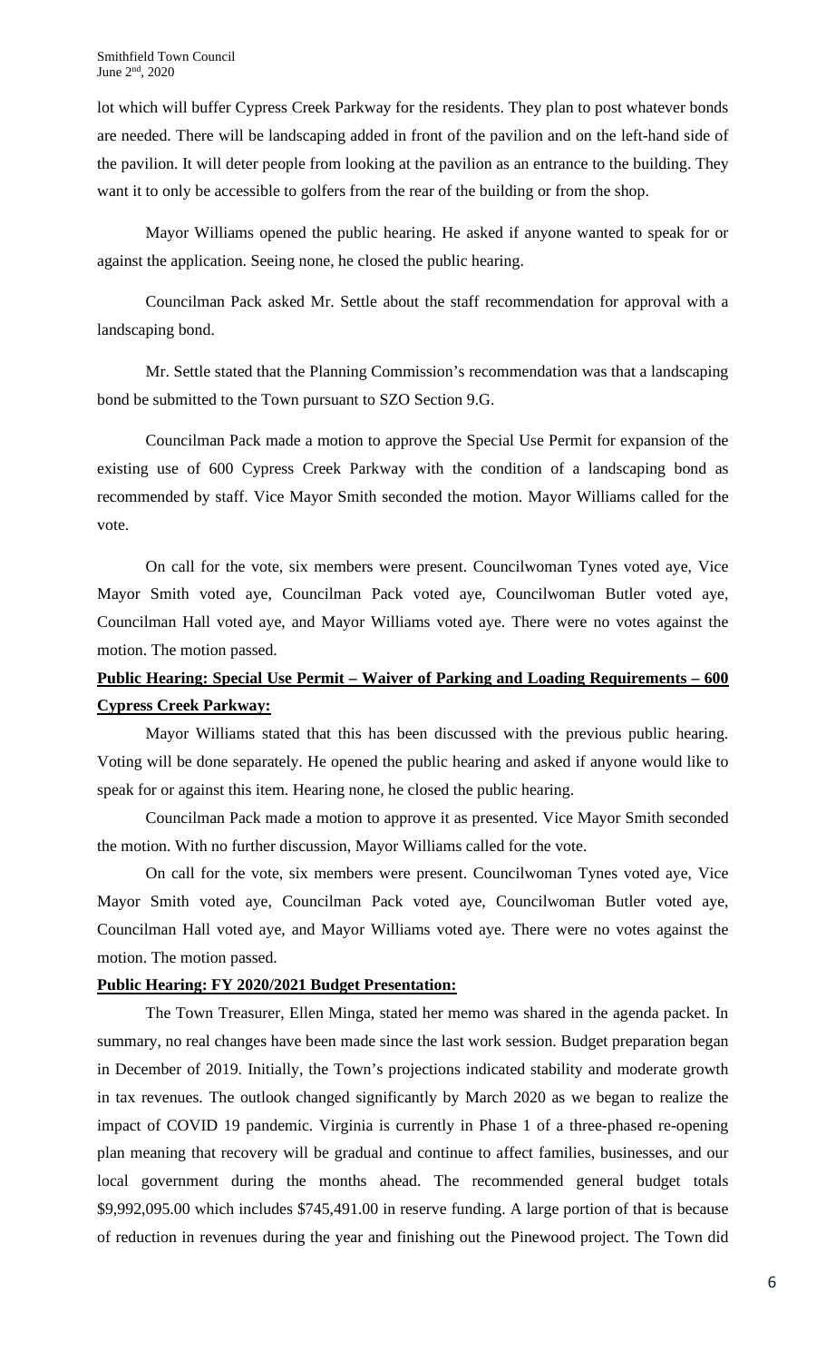lot which will buffer Cypress Creek Parkway for the residents. They plan to post whatever bonds are needed. There will be landscaping added in front of the pavilion and on the left-hand side of the pavilion. It will deter people from looking at the pavilion as an entrance to the building. They want it to only be accessible to golfers from the rear of the building or from the shop.

Mayor Williams opened the public hearing. He asked if anyone wanted to speak for or against the application. Seeing none, he closed the public hearing.

Councilman Pack asked Mr. Settle about the staff recommendation for approval with a landscaping bond.

Mr. Settle stated that the Planning Commission's recommendation was that a landscaping bond be submitted to the Town pursuant to SZO Section 9.G.

Councilman Pack made a motion to approve the Special Use Permit for expansion of the existing use of 600 Cypress Creek Parkway with the condition of a landscaping bond as recommended by staff. Vice Mayor Smith seconded the motion. Mayor Williams called for the vote.

On call for the vote, six members were present. Councilwoman Tynes voted aye, Vice Mayor Smith voted aye, Councilman Pack voted aye, Councilwoman Butler voted aye, Councilman Hall voted aye, and Mayor Williams voted aye. There were no votes against the motion. The motion passed.

**Public Hearing: Special Use Permit – Waiver of Parking and Loading Requirements – 600 Cypress Creek Parkway:**

Mayor Williams stated that this has been discussed with the previous public hearing. Voting will be done separately. He opened the public hearing and asked if anyone would like to speak for or against this item. Hearing none, he closed the public hearing.

Councilman Pack made a motion to approve it as presented. Vice Mayor Smith seconded the motion. With no further discussion, Mayor Williams called for the vote.

On call for the vote, six members were present. Councilwoman Tynes voted aye, Vice Mayor Smith voted aye, Councilman Pack voted aye, Councilwoman Butler voted aye, Councilman Hall voted aye, and Mayor Williams voted aye. There were no votes against the motion. The motion passed.

**Public Hearing: FY 2020/2021 Budget Presentation:**

The Town Treasurer, Ellen Minga, stated her memo was shared in the agenda packet. In summary, no real changes have been made since the last work session. Budget preparation began in December of 2019. Initially, the Town's projections indicated stability and moderate growth in tax revenues. The outlook changed significantly by March 2020 as we began to realize the impact of COVID 19 pandemic. Virginia is currently in Phase 1 of a three-phased re-opening plan meaning that recovery will be gradual and continue to affect families, businesses, and our local government during the months ahead. The recommended general budget totals $9,992,095.00 which includes $745,491.00 in reserve funding. A large portion of that is because of reduction in revenues during the year and finishing out the Pinewood project. The Town did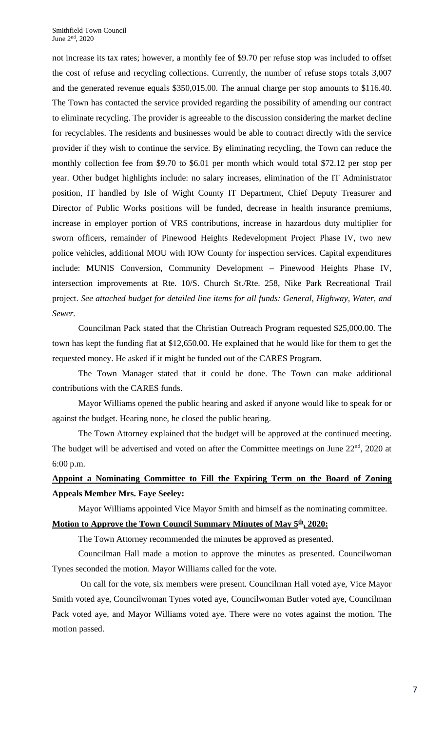not increase its tax rates; however, a monthly fee of $9.70 per refuse stop was included to offset the cost of refuse and recycling collections. Currently, the number of refuse stops totals 3,007 and the generated revenue equals $350,015.00. The annual charge per stop amounts to $116.40. The Town has contacted the service provided regarding the possibility of amending our contract to eliminate recycling. The provider is agreeable to the discussion considering the market decline for recyclables. The residents and businesses would be able to contract directly with the service provider if they wish to continue the service. By eliminating recycling, the Town can reduce the monthly collection fee from $9.70 to $6.01 per month which would total $72.12 per stop per year. Other budget highlights include: no salary increases, elimination of the IT Administrator position, IT handled by Isle of Wight County IT Department, Chief Deputy Treasurer and Director of Public Works positions will be funded, decrease in health insurance premiums, increase in employer portion of VRS contributions, increase in hazardous duty multiplier for sworn officers, remainder of Pinewood Heights Redevelopment Project Phase IV, two new police vehicles, additional MOU with IOW County for inspection services. Capital expenditures include: MUNIS Conversion, Community Development – Pinewood Heights Phase IV, intersection improvements at Rte. 10/S. Church St./Rte. 258, Nike Park Recreational Trail project. *See attached budget for detailed line items for all funds: General, Highway, Water, and Sewer.*

Councilman Pack stated that the Christian Outreach Program requested $25,000.00. The town has kept the funding flat at $12,650.00. He explained that he would like for them to get the requested money. He asked if it might be funded out of the CARES Program.

The Town Manager stated that it could be done. The Town can make additional contributions with the CARES funds.

Mayor Williams opened the public hearing and asked if anyone would like to speak for or against the budget. Hearing none, he closed the public hearing.

The Town Attorney explained that the budget will be approved at the continued meeting. The budget will be advertised and voted on after the Committee meetings on June 22nd, 2020 at 6:00 p.m.

**Appoint a Nominating Committee to Fill the Expiring Term on the Board of Zoning Appeals Member Mrs. Faye Seeley:**

Mayor Williams appointed Vice Mayor Smith and himself as the nominating committee.

**Motion to Approve the Town Council Summary Minutes of May 5th, 2020:**

The Town Attorney recommended the minutes be approved as presented.

Councilman Hall made a motion to approve the minutes as presented. Councilwoman Tynes seconded the motion. Mayor Williams called for the vote.

On call for the vote, six members were present. Councilman Hall voted aye, Vice Mayor Smith voted aye, Councilwoman Tynes voted aye, Councilwoman Butler voted aye, Councilman Pack voted aye, and Mayor Williams voted aye. There were no votes against the motion. The motion passed.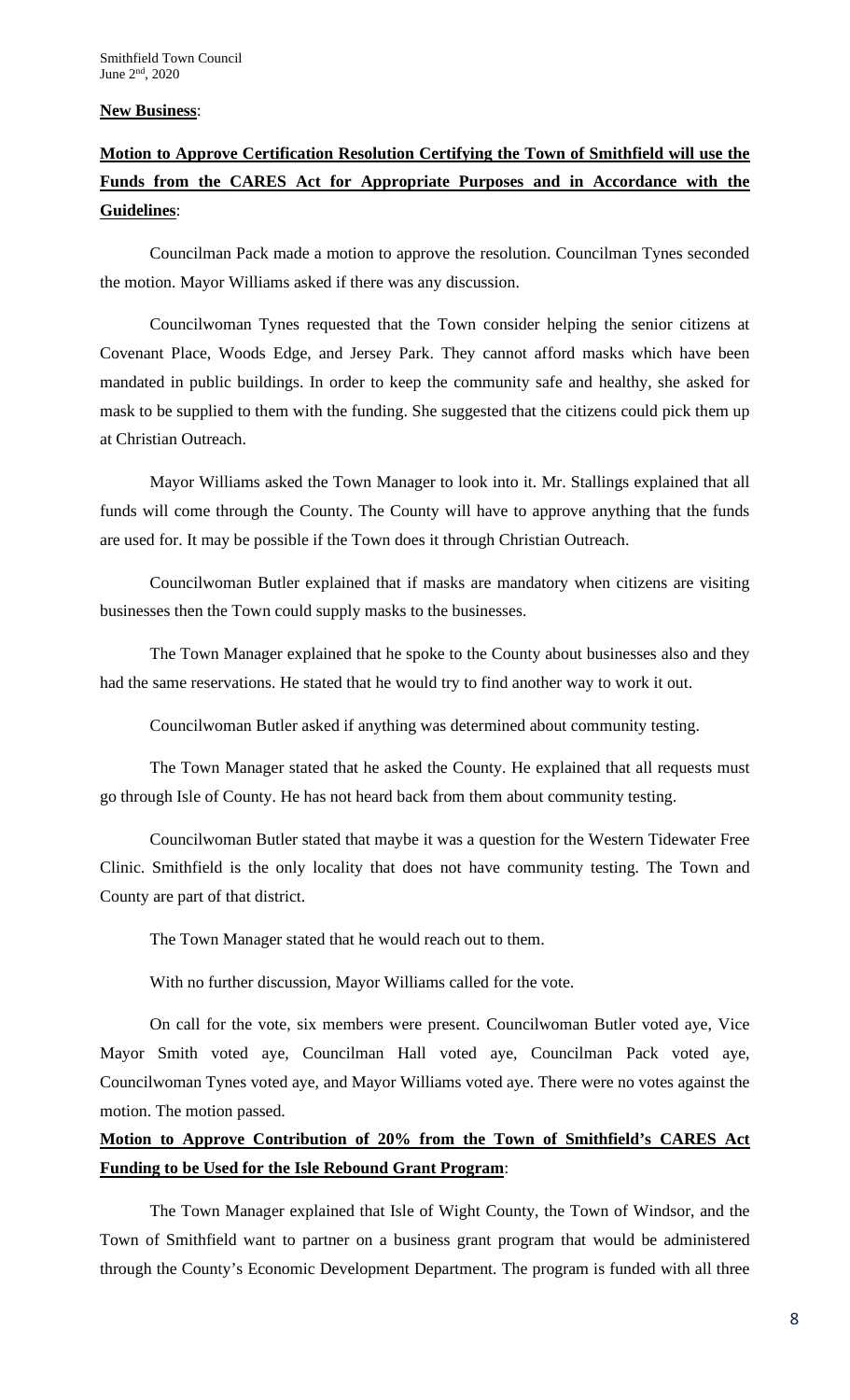**New Business**:

**Motion to Approve Certification Resolution Certifying the Town of Smithfield will use the Funds from the CARES Act for Appropriate Purposes and in Accordance with the Guidelines**:

Councilman Pack made a motion to approve the resolution. Councilman Tynes seconded the motion. Mayor Williams asked if there was any discussion.

Councilwoman Tynes requested that the Town consider helping the senior citizens at Covenant Place, Woods Edge, and Jersey Park. They cannot afford masks which have been mandated in public buildings. In order to keep the community safe and healthy, she asked for mask to be supplied to them with the funding. She suggested that the citizens could pick them up at Christian Outreach.

Mayor Williams asked the Town Manager to look into it. Mr. Stallings explained that all funds will come through the County. The County will have to approve anything that the funds are used for. It may be possible if the Town does it through Christian Outreach.

Councilwoman Butler explained that if masks are mandatory when citizens are visiting businesses then the Town could supply masks to the businesses.

The Town Manager explained that he spoke to the County about businesses also and they had the same reservations. He stated that he would try to find another way to work it out.

Councilwoman Butler asked if anything was determined about community testing.

The Town Manager stated that he asked the County. He explained that all requests must go through Isle of County. He has not heard back from them about community testing.

Councilwoman Butler stated that maybe it was a question for the Western Tidewater Free Clinic. Smithfield is the only locality that does not have community testing. The Town and County are part of that district.

The Town Manager stated that he would reach out to them.

With no further discussion, Mayor Williams called for the vote.

On call for the vote, six members were present. Councilwoman Butler voted aye, Vice Mayor Smith voted aye, Councilman Hall voted aye, Councilman Pack voted aye, Councilwoman Tynes voted aye, and Mayor Williams voted aye. There were no votes against the motion. The motion passed.

**Motion to Approve Contribution of 20% from the Town of Smithfield's CARES Act Funding to be Used for the Isle Rebound Grant Program**:

The Town Manager explained that Isle of Wight County, the Town of Windsor, and the Town of Smithfield want to partner on a business grant program that would be administered through the County's Economic Development Department. The program is funded with all three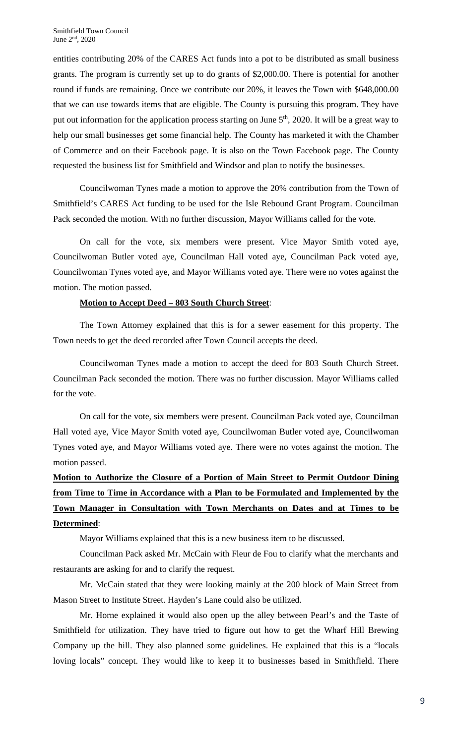entities contributing 20% of the CARES Act funds into a pot to be distributed as small business grants. The program is currently set up to do grants of $2,000.00. There is potential for another round if funds are remaining. Once we contribute our 20%, it leaves the Town with $648,000.00 that we can use towards items that are eligible. The County is pursuing this program. They have put out information for the application process starting on June 5th, 2020. It will be a great way to help our small businesses get some financial help. The County has marketed it with the Chamber of Commerce and on their Facebook page. It is also on the Town Facebook page. The County requested the business list for Smithfield and Windsor and plan to notify the businesses.

Councilwoman Tynes made a motion to approve the 20% contribution from the Town of Smithfield's CARES Act funding to be used for the Isle Rebound Grant Program. Councilman Pack seconded the motion. With no further discussion, Mayor Williams called for the vote.

On call for the vote, six members were present. Vice Mayor Smith voted aye, Councilwoman Butler voted aye, Councilman Hall voted aye, Councilman Pack voted aye, Councilwoman Tynes voted aye, and Mayor Williams voted aye. There were no votes against the motion. The motion passed.

**Motion to Accept Deed – 803 South Church Street**:

The Town Attorney explained that this is for a sewer easement for this property. The Town needs to get the deed recorded after Town Council accepts the deed.

Councilwoman Tynes made a motion to accept the deed for 803 South Church Street. Councilman Pack seconded the motion. There was no further discussion. Mayor Williams called for the vote.

On call for the vote, six members were present. Councilman Pack voted aye, Councilman Hall voted aye, Vice Mayor Smith voted aye, Councilwoman Butler voted aye, Councilwoman Tynes voted aye, and Mayor Williams voted aye. There were no votes against the motion. The motion passed.

**Motion to Authorize the Closure of a Portion of Main Street to Permit Outdoor Dining from Time to Time in Accordance with a Plan to be Formulated and Implemented by the Town Manager in Consultation with Town Merchants on Dates and at Times to be Determined**:

Mayor Williams explained that this is a new business item to be discussed.

Councilman Pack asked Mr. McCain with Fleur de Fou to clarify what the merchants and restaurants are asking for and to clarify the request.

Mr. McCain stated that they were looking mainly at the 200 block of Main Street from Mason Street to Institute Street. Hayden's Lane could also be utilized.

Mr. Horne explained it would also open up the alley between Pearl's and the Taste of Smithfield for utilization. They have tried to figure out how to get the Wharf Hill Brewing Company up the hill. They also planned some guidelines. He explained that this is a "locals loving locals" concept. They would like to keep it to businesses based in Smithfield. There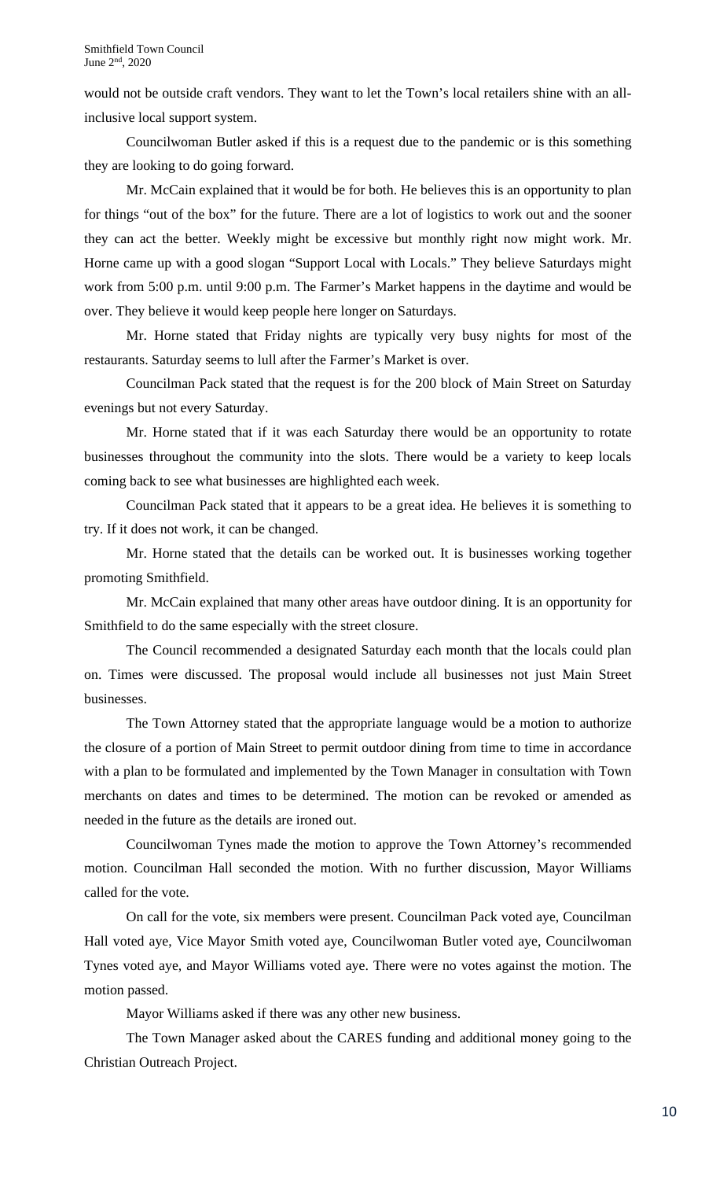would not be outside craft vendors. They want to let the Town's local retailers shine with an all-inclusive local support system.

Councilwoman Butler asked if this is a request due to the pandemic or is this something they are looking to do going forward.

Mr. McCain explained that it would be for both. He believes this is an opportunity to plan for things "out of the box" for the future. There are a lot of logistics to work out and the sooner they can act the better. Weekly might be excessive but monthly right now might work. Mr. Horne came up with a good slogan "Support Local with Locals." They believe Saturdays might work from 5:00 p.m. until 9:00 p.m. The Farmer's Market happens in the daytime and would be over. They believe it would keep people here longer on Saturdays.

Mr. Horne stated that Friday nights are typically very busy nights for most of the restaurants. Saturday seems to lull after the Farmer's Market is over.

Councilman Pack stated that the request is for the 200 block of Main Street on Saturday evenings but not every Saturday.

Mr. Horne stated that if it was each Saturday there would be an opportunity to rotate businesses throughout the community into the slots. There would be a variety to keep locals coming back to see what businesses are highlighted each week.

Councilman Pack stated that it appears to be a great idea. He believes it is something to try. If it does not work, it can be changed.

Mr. Horne stated that the details can be worked out. It is businesses working together promoting Smithfield.

Mr. McCain explained that many other areas have outdoor dining. It is an opportunity for Smithfield to do the same especially with the street closure.

The Council recommended a designated Saturday each month that the locals could plan on. Times were discussed. The proposal would include all businesses not just Main Street businesses.

The Town Attorney stated that the appropriate language would be a motion to authorize the closure of a portion of Main Street to permit outdoor dining from time to time in accordance with a plan to be formulated and implemented by the Town Manager in consultation with Town merchants on dates and times to be determined. The motion can be revoked or amended as needed in the future as the details are ironed out.

Councilwoman Tynes made the motion to approve the Town Attorney's recommended motion. Councilman Hall seconded the motion. With no further discussion, Mayor Williams called for the vote.

On call for the vote, six members were present. Councilman Pack voted aye, Councilman Hall voted aye, Vice Mayor Smith voted aye, Councilwoman Butler voted aye, Councilwoman Tynes voted aye, and Mayor Williams voted aye. There were no votes against the motion. The motion passed.

Mayor Williams asked if there was any other new business.

The Town Manager asked about the CARES funding and additional money going to the Christian Outreach Project.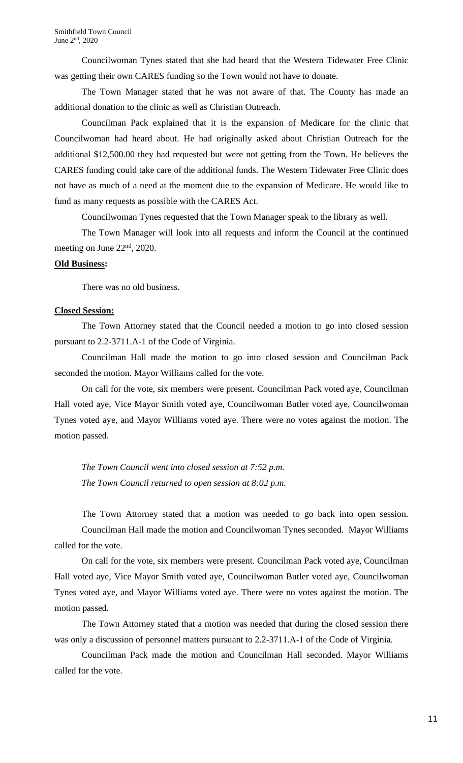Councilwoman Tynes stated that she had heard that the Western Tidewater Free Clinic was getting their own CARES funding so the Town would not have to donate.

The Town Manager stated that he was not aware of that. The County has made an additional donation to the clinic as well as Christian Outreach.

Councilman Pack explained that it is the expansion of Medicare for the clinic that Councilwoman had heard about. He had originally asked about Christian Outreach for the additional $12,500.00 they had requested but were not getting from the Town. He believes the CARES funding could take care of the additional funds. The Western Tidewater Free Clinic does not have as much of a need at the moment due to the expansion of Medicare. He would like to fund as many requests as possible with the CARES Act.

Councilwoman Tynes requested that the Town Manager speak to the library as well.

The Town Manager will look into all requests and inform the Council at the continued meeting on June 22nd, 2020.

**Old Business:**

There was no old business.

**Closed Session:**

The Town Attorney stated that the Council needed a motion to go into closed session pursuant to 2.2-3711.A-1 of the Code of Virginia.

Councilman Hall made the motion to go into closed session and Councilman Pack seconded the motion. Mayor Williams called for the vote.

On call for the vote, six members were present. Councilman Pack voted aye, Councilman Hall voted aye, Vice Mayor Smith voted aye, Councilwoman Butler voted aye, Councilwoman Tynes voted aye, and Mayor Williams voted aye. There were no votes against the motion. The motion passed.

*The Town Council went into closed session at 7:52 p.m.*
*The Town Council returned to open session at 8:02 p.m.*

The Town Attorney stated that a motion was needed to go back into open session. Councilman Hall made the motion and Councilwoman Tynes seconded. Mayor Williams called for the vote.

On call for the vote, six members were present. Councilman Pack voted aye, Councilman Hall voted aye, Vice Mayor Smith voted aye, Councilwoman Butler voted aye, Councilwoman Tynes voted aye, and Mayor Williams voted aye. There were no votes against the motion. The motion passed.

The Town Attorney stated that a motion was needed that during the closed session there was only a discussion of personnel matters pursuant to 2.2-3711.A-1 of the Code of Virginia.

Councilman Pack made the motion and Councilman Hall seconded. Mayor Williams called for the vote.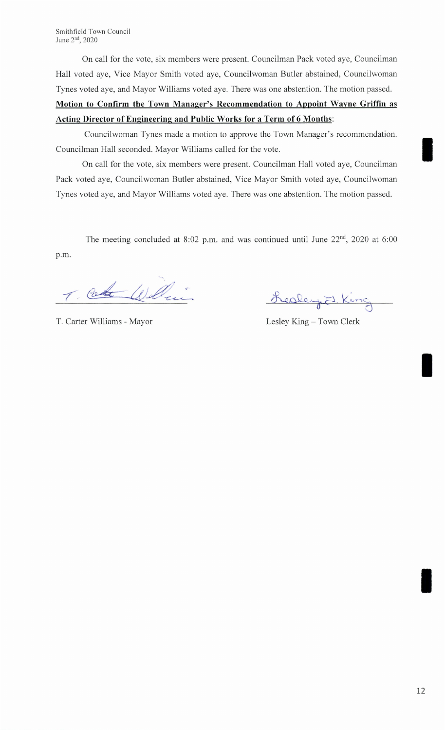On call for the vote, six members were present. Councilman Pack voted aye, Councilman Hall voted aye, Vice Mayor Smith voted aye, Councilwoman Butler abstained, Councilwoman Tynes voted aye, and Mayor Williams voted aye. There was one abstention. The motion passed.

**Motion to Confirm the Town Manager's Recommendation to Appoint Wayne Griffin as Acting Director of Engineering and Public Works for a Term of 6 Months:**

Councilwoman Tynes made a motion to approve the Town Manager's recommendation. Councilman Hall seconded. Mayor Williams called for the vote.

On call for the vote, six members were present. Councilman Hall voted aye, Councilman Pack voted aye, Councilwoman Butler abstained, Vice Mayor Smith voted aye, Councilwoman Tynes voted aye, and Mayor Williams voted aye. There was one abstention. The motion passed.

The meeting concluded at 8:02 p.m. and was continued until June 22nd, 2020 at 6:00 p.m.

T. Carter Williams - Mayor

Lesley King – Town Clerk